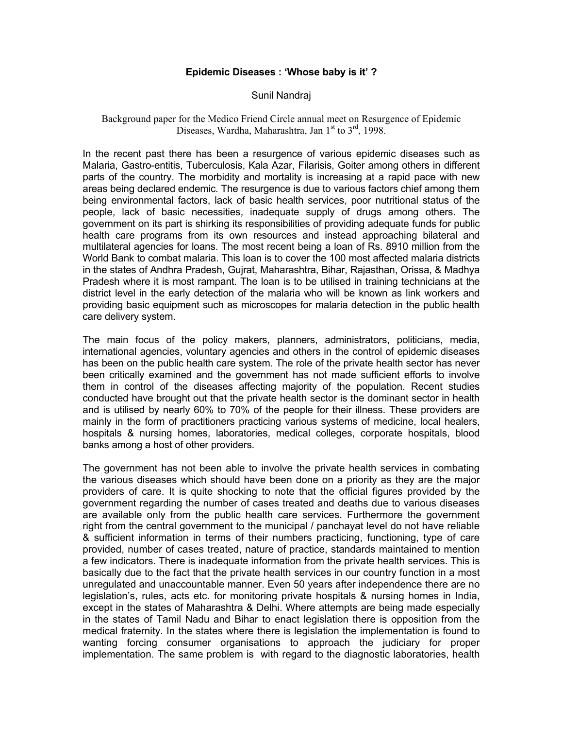# Epidemic Diseases : 'Whose baby is it' ?

Sunil Nandraj

Background paper for the Medico Friend Circle annual meet on Resurgence of Epidemic Diseases, Wardha, Maharashtra, Jan 1st to 3rd, 1998.

In the recent past there has been a resurgence of various epidemic diseases such as Malaria, Gastro-entitis, Tuberculosis, Kala Azar, Filarisis, Goiter among others in different parts of the country. The morbidity and mortality is increasing at a rapid pace with new areas being declared endemic. The resurgence is due to various factors chief among them being environmental factors, lack of basic health services, poor nutritional status of the people, lack of basic necessities, inadequate supply of drugs among others. The government on its part is shirking its responsibilities of providing adequate funds for public health care programs from its own resources and instead approaching bilateral and multilateral agencies for loans. The most recent being a loan of Rs. 8910 million from the World Bank to combat malaria. This loan is to cover the 100 most affected malaria districts in the states of Andhra Pradesh, Gujrat, Maharashtra, Bihar, Rajasthan, Orissa, & Madhya Pradesh where it is most rampant. The loan is to be utilised in training technicians at the district level in the early detection of the malaria who will be known as link workers and providing basic equipment such as microscopes for malaria detection in the public health care delivery system.

The main focus of the policy makers, planners, administrators, politicians, media, international agencies, voluntary agencies and others in the control of epidemic diseases has been on the public health care system. The role of the private health sector has never been critically examined and the government has not made sufficient efforts to involve them in control of the diseases affecting majority of the population. Recent studies conducted have brought out that the private health sector is the dominant sector in health and is utilised by nearly 60% to 70% of the people for their illness. These providers are mainly in the form of practitioners practicing various systems of medicine, local healers, hospitals & nursing homes, laboratories, medical colleges, corporate hospitals, blood banks among a host of other providers.

The government has not been able to involve the private health services in combating the various diseases which should have been done on a priority as they are the major providers of care. It is quite shocking to note that the official figures provided by the government regarding the number of cases treated and deaths due to various diseases are available only from the public health care services. Furthermore the government right from the central government to the municipal / panchayat level do not have reliable & sufficient information in terms of their numbers practicing, functioning, type of care provided, number of cases treated, nature of practice, standards maintained to mention a few indicators. There is inadequate information from the private health services. This is basically due to the fact that the private health services in our country function in a most unregulated and unaccountable manner. Even 50 years after independence there are no legislation's, rules, acts etc. for monitoring private hospitals & nursing homes in India, except in the states of Maharashtra & Delhi. Where attempts are being made especially in the states of Tamil Nadu and Bihar to enact legislation there is opposition from the medical fraternity. In the states where there is legislation the implementation is found to wanting forcing consumer organisations to approach the judiciary for proper implementation. The same problem is with regard to the diagnostic laboratories, health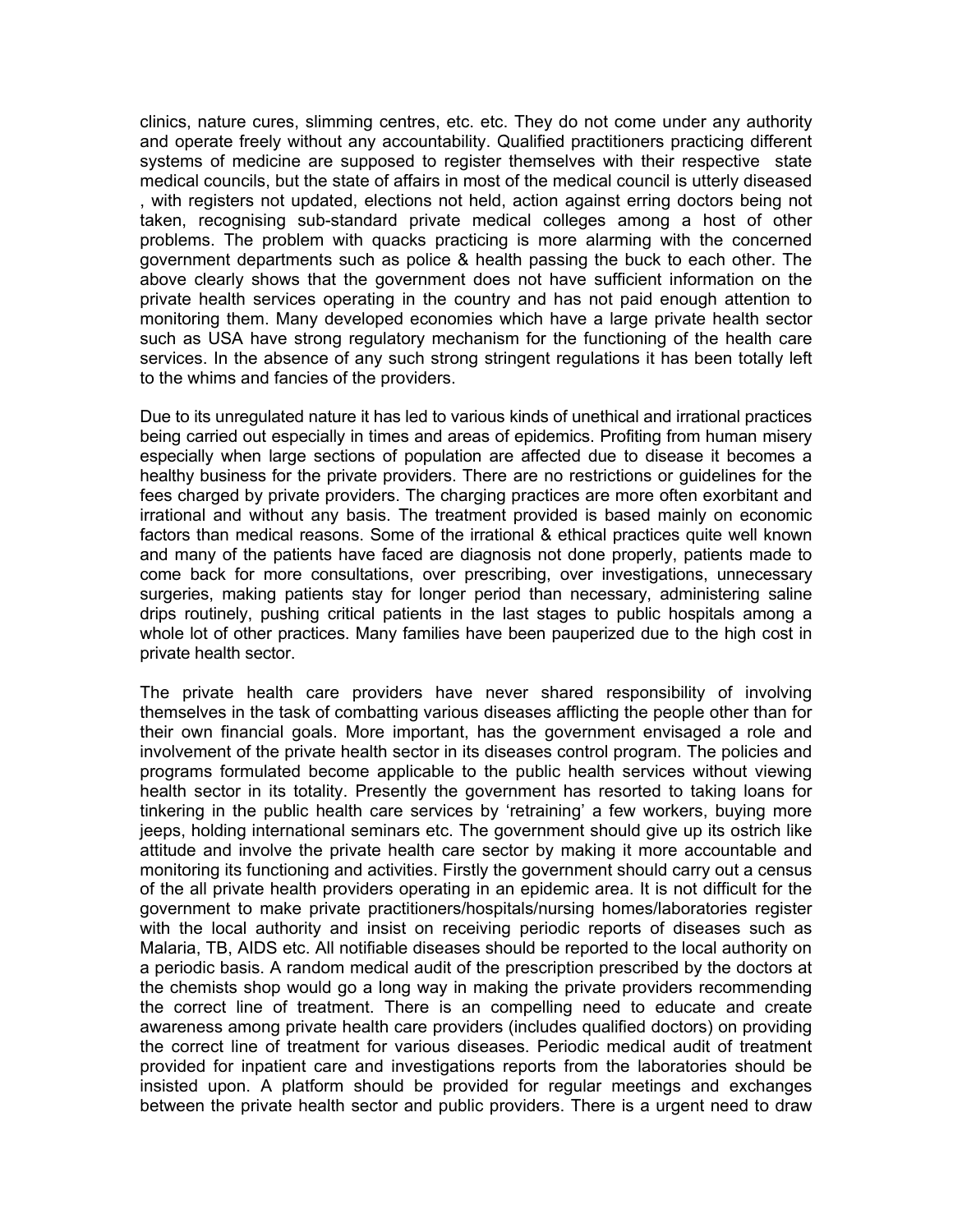clinics, nature cures, slimming centres, etc. etc. They do not come under any authority and operate freely without any accountability. Qualified practitioners practicing different systems of medicine are supposed to register themselves with their respective state medical councils, but the state of affairs in most of the medical council is utterly diseased , with registers not updated, elections not held, action against erring doctors being not taken, recognising sub-standard private medical colleges among a host of other problems. The problem with quacks practicing is more alarming with the concerned government departments such as police & health passing the buck to each other. The above clearly shows that the government does not have sufficient information on the private health services operating in the country and has not paid enough attention to monitoring them. Many developed economies which have a large private health sector such as USA have strong regulatory mechanism for the functioning of the health care services. In the absence of any such strong stringent regulations it has been totally left to the whims and fancies of the providers.

Due to its unregulated nature it has led to various kinds of unethical and irrational practices being carried out especially in times and areas of epidemics. Profiting from human misery especially when large sections of population are affected due to disease it becomes a healthy business for the private providers. There are no restrictions or guidelines for the fees charged by private providers. The charging practices are more often exorbitant and irrational and without any basis. The treatment provided is based mainly on economic factors than medical reasons. Some of the irrational & ethical practices quite well known and many of the patients have faced are diagnosis not done properly, patients made to come back for more consultations, over prescribing, over investigations, unnecessary surgeries, making patients stay for longer period than necessary, administering saline drips routinely, pushing critical patients in the last stages to public hospitals among a whole lot of other practices. Many families have been pauperized due to the high cost in private health sector.

The private health care providers have never shared responsibility of involving themselves in the task of combatting various diseases afflicting the people other than for their own financial goals. More important, has the government envisaged a role and involvement of the private health sector in its diseases control program. The policies and programs formulated become applicable to the public health services without viewing health sector in its totality. Presently the government has resorted to taking loans for tinkering in the public health care services by 'retraining' a few workers, buying more jeeps, holding international seminars etc. The government should give up its ostrich like attitude and involve the private health care sector by making it more accountable and monitoring its functioning and activities. Firstly the government should carry out a census of the all private health providers operating in an epidemic area. It is not difficult for the government to make private practitioners/hospitals/nursing homes/laboratories register with the local authority and insist on receiving periodic reports of diseases such as Malaria, TB, AIDS etc. All notifiable diseases should be reported to the local authority on a periodic basis. A random medical audit of the prescription prescribed by the doctors at the chemists shop would go a long way in making the private providers recommending the correct line of treatment. There is an compelling need to educate and create awareness among private health care providers (includes qualified doctors) on providing the correct line of treatment for various diseases. Periodic medical audit of treatment provided for inpatient care and investigations reports from the laboratories should be insisted upon. A platform should be provided for regular meetings and exchanges between the private health sector and public providers. There is a urgent need to draw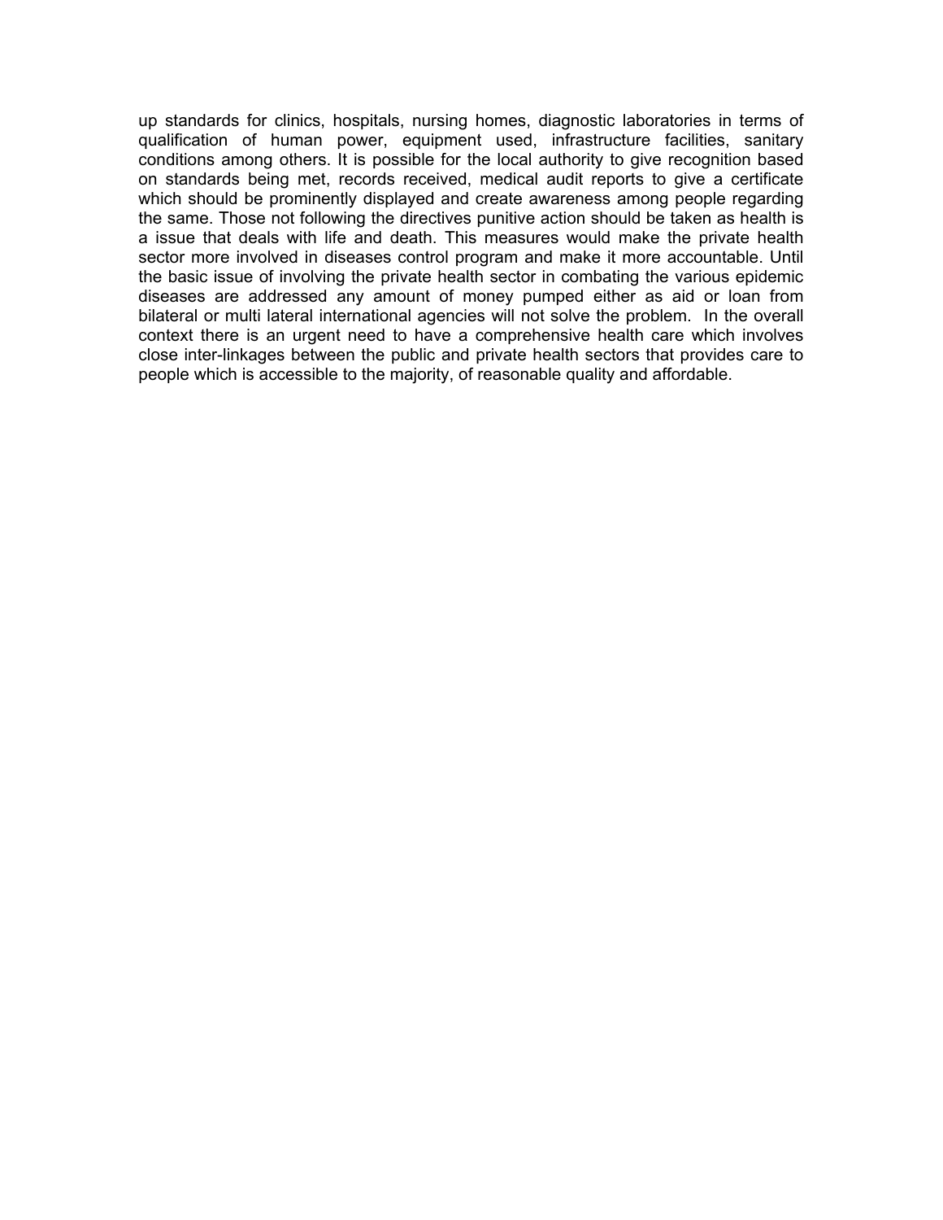up standards for clinics, hospitals, nursing homes, diagnostic laboratories in terms of qualification of human power, equipment used, infrastructure facilities, sanitary conditions among others. It is possible for the local authority to give recognition based on standards being met, records received, medical audit reports to give a certificate which should be prominently displayed and create awareness among people regarding the same. Those not following the directives punitive action should be taken as health is a issue that deals with life and death. This measures would make the private health sector more involved in diseases control program and make it more accountable. Until the basic issue of involving the private health sector in combating the various epidemic diseases are addressed any amount of money pumped either as aid or loan from bilateral or multi lateral international agencies will not solve the problem. In the overall context there is an urgent need to have a comprehensive health care which involves close inter-linkages between the public and private health sectors that provides care to people which is accessible to the majority, of reasonable quality and affordable.